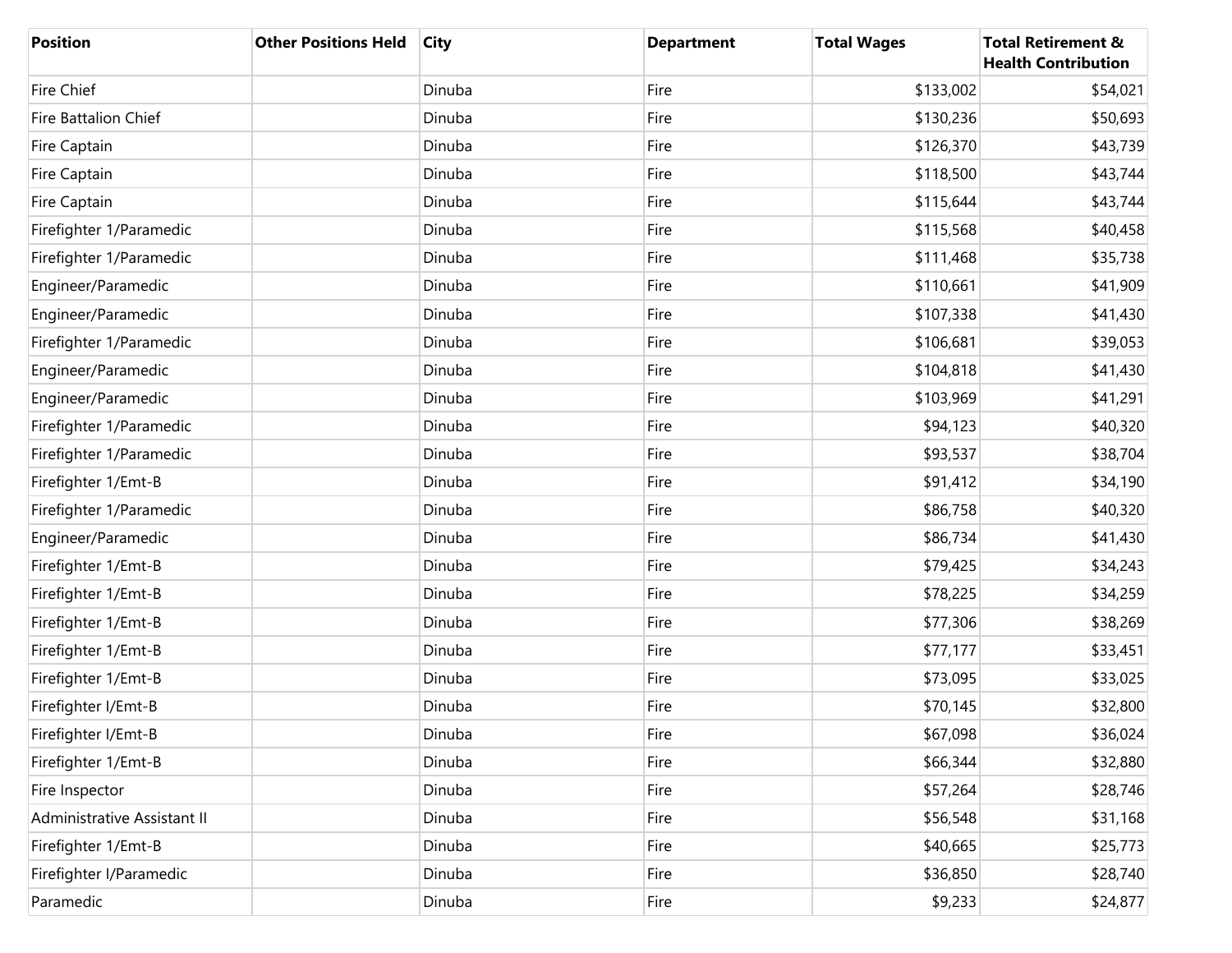| Position | Other Positions Held | City | Department | Total Wages | Total Retirement & Health Contribution |
|---|---|---|---|---|---|
| Fire Chief | | Dinuba | Fire | $133,002 | $54,021 |
| Fire Battalion Chief | | Dinuba | Fire | $130,236 | $50,693 |
| Fire Captain | | Dinuba | Fire | $126,370 | $43,739 |
| Fire Captain | | Dinuba | Fire | $118,500 | $43,744 |
| Fire Captain | | Dinuba | Fire | $115,644 | $43,744 |
| Firefighter 1/Paramedic | | Dinuba | Fire | $115,568 | $40,458 |
| Firefighter 1/Paramedic | | Dinuba | Fire | $111,468 | $35,738 |
| Engineer/Paramedic | | Dinuba | Fire | $110,661 | $41,909 |
| Engineer/Paramedic | | Dinuba | Fire | $107,338 | $41,430 |
| Firefighter 1/Paramedic | | Dinuba | Fire | $106,681 | $39,053 |
| Engineer/Paramedic | | Dinuba | Fire | $104,818 | $41,430 |
| Engineer/Paramedic | | Dinuba | Fire | $103,969 | $41,291 |
| Firefighter 1/Paramedic | | Dinuba | Fire | $94,123 | $40,320 |
| Firefighter 1/Paramedic | | Dinuba | Fire | $93,537 | $38,704 |
| Firefighter 1/Emt-B | | Dinuba | Fire | $91,412 | $34,190 |
| Firefighter 1/Paramedic | | Dinuba | Fire | $86,758 | $40,320 |
| Engineer/Paramedic | | Dinuba | Fire | $86,734 | $41,430 |
| Firefighter 1/Emt-B | | Dinuba | Fire | $79,425 | $34,243 |
| Firefighter 1/Emt-B | | Dinuba | Fire | $78,225 | $34,259 |
| Firefighter 1/Emt-B | | Dinuba | Fire | $77,306 | $38,269 |
| Firefighter 1/Emt-B | | Dinuba | Fire | $77,177 | $33,451 |
| Firefighter 1/Emt-B | | Dinuba | Fire | $73,095 | $33,025 |
| Firefighter I/Emt-B | | Dinuba | Fire | $70,145 | $32,800 |
| Firefighter I/Emt-B | | Dinuba | Fire | $67,098 | $36,024 |
| Firefighter 1/Emt-B | | Dinuba | Fire | $66,344 | $32,880 |
| Fire Inspector | | Dinuba | Fire | $57,264 | $28,746 |
| Administrative Assistant II | | Dinuba | Fire | $56,548 | $31,168 |
| Firefighter 1/Emt-B | | Dinuba | Fire | $40,665 | $25,773 |
| Firefighter I/Paramedic | | Dinuba | Fire | $36,850 | $28,740 |
| Paramedic | | Dinuba | Fire | $9,233 | $24,877 |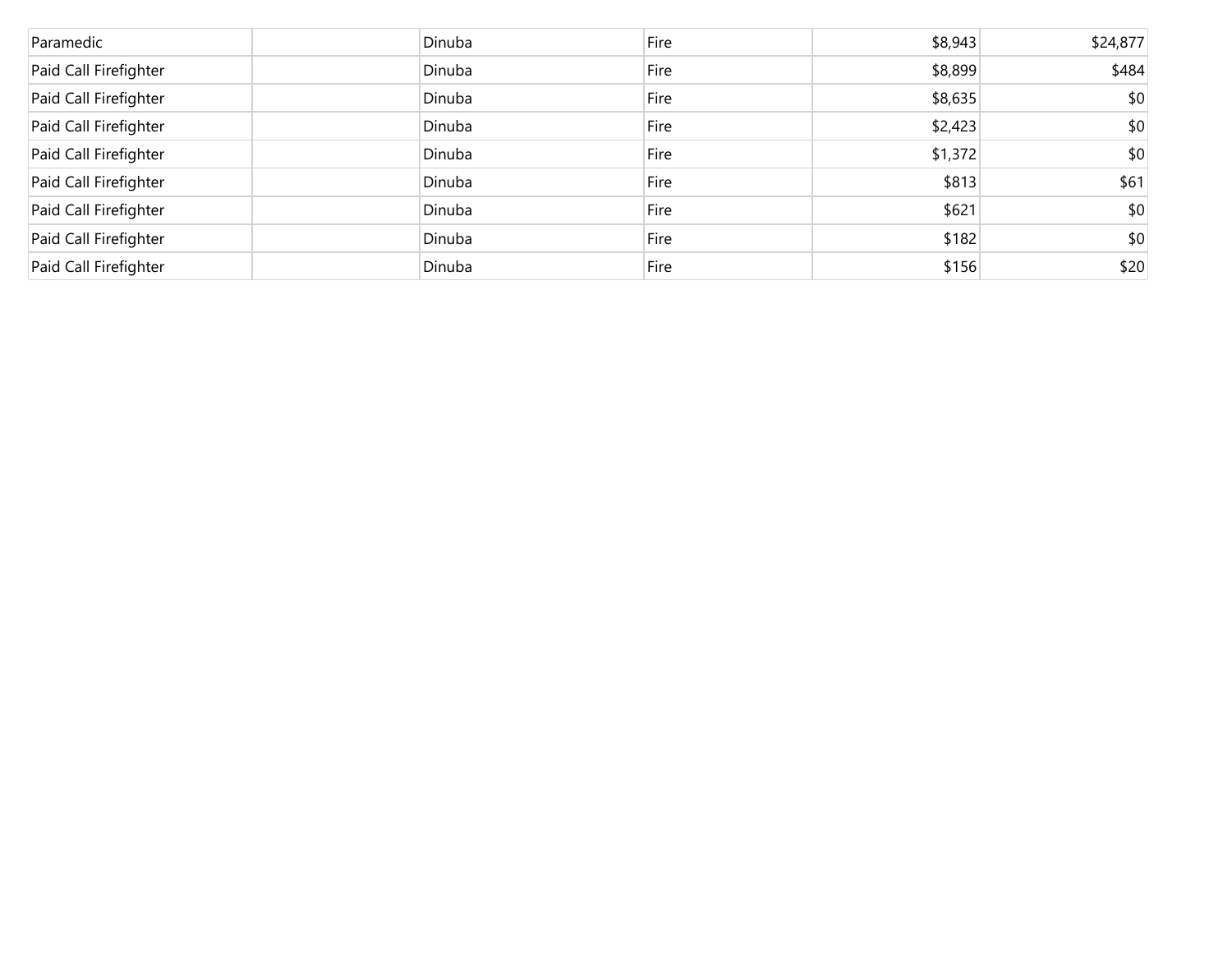| | | | | | |
|---|---|---|---|---|---|
| Paramedic | | Dinuba | Fire | $8,943 | $24,877 |
| Paid Call Firefighter | | Dinuba | Fire | $8,899 | $484 |
| Paid Call Firefighter | | Dinuba | Fire | $8,635 | $0 |
| Paid Call Firefighter | | Dinuba | Fire | $2,423 | $0 |
| Paid Call Firefighter | | Dinuba | Fire | $1,372 | $0 |
| Paid Call Firefighter | | Dinuba | Fire | $813 | $61 |
| Paid Call Firefighter | | Dinuba | Fire | $621 | $0 |
| Paid Call Firefighter | | Dinuba | Fire | $182 | $0 |
| Paid Call Firefighter | | Dinuba | Fire | $156 | $20 |